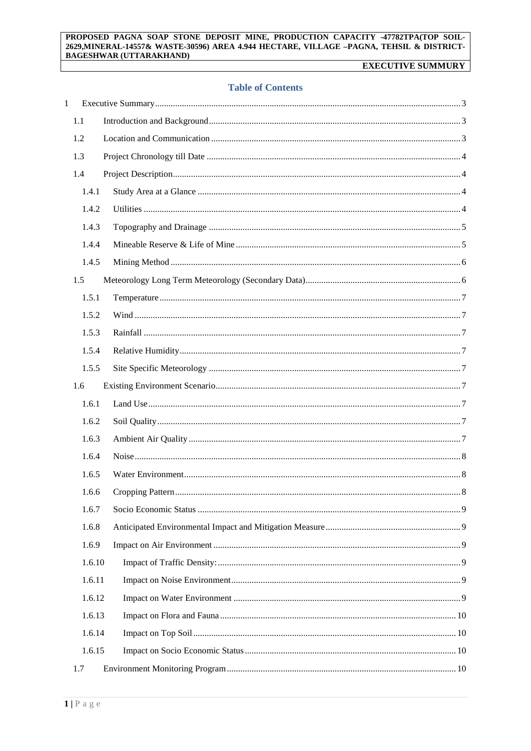# Table of Contents

1 Executive Summary .... 3

- 1.1 Introduction and Background .... 3
- 1.2 Location and Communication .... 3
- 1.3 Project Chronology till Date .... 4
- 1.4 Project Description .... 4
  - 1.4.1 Study Area at a Glance .... 4
  - 1.4.2 Utilities .... 4
  - 1.4.3 Topography and Drainage .... 5
  - 1.4.4 Mineable Reserve & Life of Mine .... 5
  - 1.4.5 Mining Method .... 6
- 1.5 Meteorology Long Term Meteorology (Secondary Data) .... 6
  - 1.5.1 Temperature .... 7
  - 1.5.2 Wind .... 7
  - 1.5.3 Rainfall .... 7
  - 1.5.4 Relative Humidity .... 7
  - 1.5.5 Site Specific Meteorology .... 7
- 1.6 Existing Environment Scenario .... 7
  - 1.6.1 Land Use .... 7
  - 1.6.2 Soil Quality .... 7
  - 1.6.3 Ambient Air Quality .... 7
  - 1.6.4 Noise .... 8
  - 1.6.5 Water Environment .... 8
  - 1.6.6 Cropping Pattern .... 8
  - 1.6.7 Socio Economic Status .... 9
  - 1.6.8 Anticipated Environmental Impact and Mitigation Measure .... 9
  - 1.6.9 Impact on Air Environment .... 9
  - 1.6.10 Impact of Traffic Density: .... 9
  - 1.6.11 Impact on Noise Environment .... 9
  - 1.6.12 Impact on Water Environment .... 9
  - 1.6.13 Impact on Flora and Fauna .... 10
  - 1.6.14 Impact on Top Soil .... 10
  - 1.6.15 Impact on Socio Economic Status .... 10
- 1.7 Environment Monitoring Program .... 10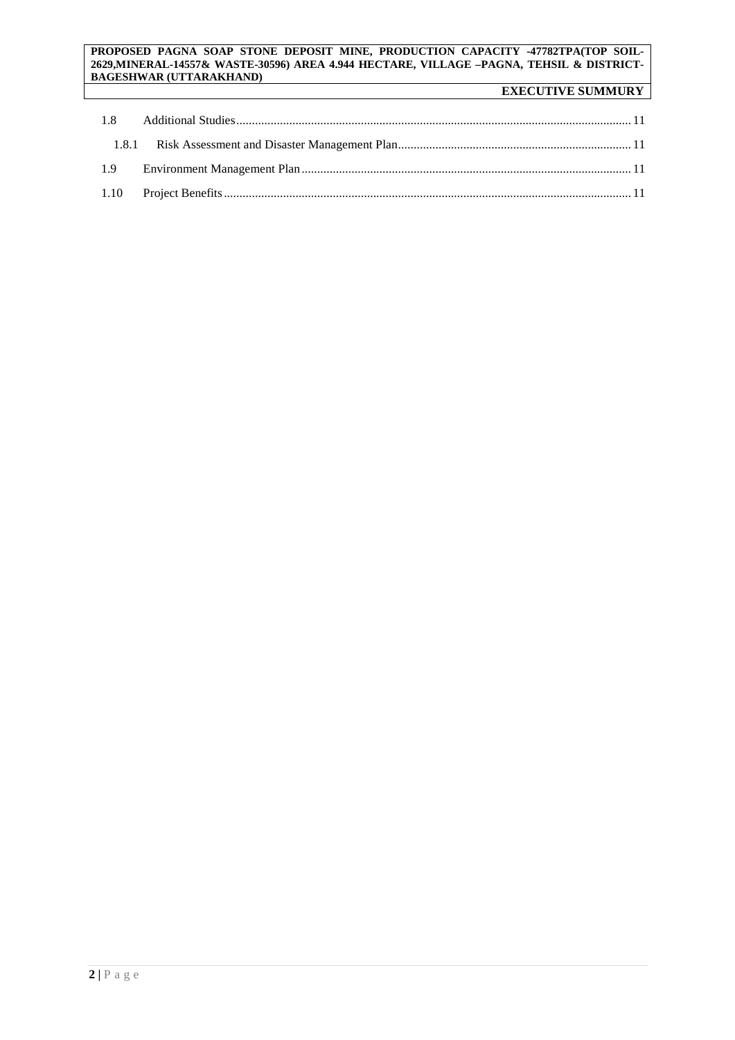| | | |
|---|---|---|
| 1.8 | Additional Studies | 11 |
| 1.8.1 | Risk Assessment and Disaster Management Plan | 11 |
| 1.9 | Environment Management Plan | 11 |
| 1.10 | Project Benefits | 11 |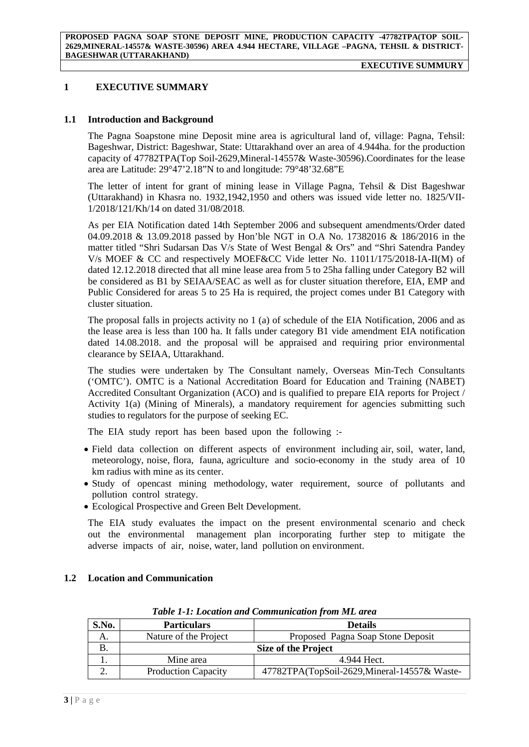# 1 EXECUTIVE SUMMARY

## 1.1 Introduction and Background

The Pagna Soapstone mine Deposit mine area is agricultural land of, village: Pagna, Tehsil: Bageshwar, District: Bageshwar, State: Uttarakhand over an area of 4.944ha. for the production capacity of 47782TPA(Top Soil-2629,Mineral-14557& Waste-30596).Coordinates for the lease area are Latitude: 29°47'2.18"N to and longitude: 79°48'32.68"E

The letter of intent for grant of mining lease in Village Pagna, Tehsil & Dist Bageshwar (Uttarakhand) in Khasra no. 1932,1942,1950 and others was issued vide letter no. 1825/VII-1/2018/121/Kh/14 on dated 31/08/2018.

As per EIA Notification dated 14th September 2006 and subsequent amendments/Order dated 04.09.2018 & 13.09.2018 passed by Hon'ble NGT in O.A No. 17382016 & 186/2016 in the matter titled "Shri Sudarsan Das V/s State of West Bengal & Ors" and "Shri Satendra Pandey V/s MOEF & CC and respectively MOEF&CC Vide letter No. 11011/175/2018-IA-II(M) of dated 12.12.2018 directed that all mine lease area from 5 to 25ha falling under Category B2 will be considered as B1 by SEIAA/SEAC as well as for cluster situation therefore, EIA, EMP and Public Considered for areas 5 to 25 Ha is required, the project comes under B1 Category with cluster situation.

The proposal falls in projects activity no 1 (a) of schedule of the EIA Notification, 2006 and as the lease area is less than 100 ha. It falls under category B1 vide amendment EIA notification dated 14.08.2018. and the proposal will be appraised and requiring prior environmental clearance by SEIAA, Uttarakhand.

The studies were undertaken by The Consultant namely, Overseas Min-Tech Consultants ('OMTC'). OMTC is a National Accreditation Board for Education and Training (NABET) Accredited Consultant Organization (ACO) and is qualified to prepare EIA reports for Project / Activity 1(a) (Mining of Minerals), a mandatory requirement for agencies submitting such studies to regulators for the purpose of seeking EC.

The EIA study report has been based upon the following :-

- Field data collection on different aspects of environment including air, soil, water, land, meteorology, noise, flora, fauna, agriculture and socio-economy in the study area of 10 km radius with mine as its center.
- Study of opencast mining methodology, water requirement, source of pollutants and pollution control strategy.
- Ecological Prospective and Green Belt Development.

The EIA study evaluates the impact on the present environmental scenario and check out the environmental management plan incorporating further step to mitigate the adverse impacts of air, noise, water, land pollution on environment.

## 1.2 Location and Communication

*Table 1-1: Location and Communication from ML area*

| S.No. | Particulars | Details |
|---|---|---|
| A. | Nature of the Project | Proposed Pagna Soap Stone Deposit |
| B. | Size of the Project | |
| 1. | Mine area | 4.944 Hect. |
| 2. | Production Capacity | 47782TPA(TopSoil-2629,Mineral-14557& Waste- |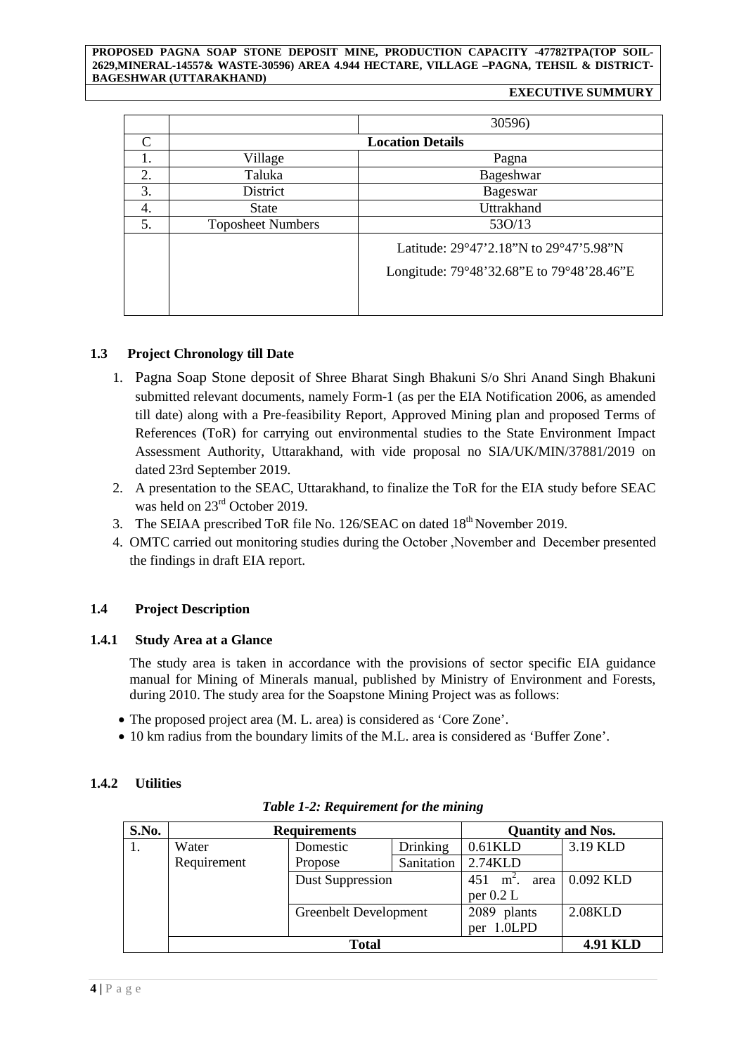|  |  | 30596) |
|---|---|---|
| C | **Location Details** | |
| 1. | Village | Pagna |
| 2. | Taluka | Bageshwar |
| 3. | District | Bageswar |
| 4. | State | Uttrakhand |
| 5. | Toposheet Numbers | 53O/13 |
|  |  | Latitude: 29°47'2.18"N to 29°47'5.98"N<br>Longitude: 79°48'32.68"E to 79°48'28.46"E |

### 1.3 Project Chronology till Date

1. Pagna Soap Stone deposit of Shree Bharat Singh Bhakuni S/o Shri Anand Singh Bhakuni submitted relevant documents, namely Form-1 (as per the EIA Notification 2006, as amended till date) along with a Pre-feasibility Report, Approved Mining plan and proposed Terms of References (ToR) for carrying out environmental studies to the State Environment Impact Assessment Authority, Uttarakhand, with vide proposal no SIA/UK/MIN/37881/2019 on dated 23rd September 2019.
2. A presentation to the SEAC, Uttarakhand, to finalize the ToR for the EIA study before SEAC was held on 23rd October 2019.
3. The SEIAA prescribed ToR file No. 126/SEAC on dated 18th November 2019.
4. OMTC carried out monitoring studies during the October ,November and December presented the findings in draft EIA report.

### 1.4 Project Description

#### 1.4.1 Study Area at a Glance

The study area is taken in accordance with the provisions of sector specific EIA guidance manual for Mining of Minerals manual, published by Ministry of Environment and Forests, during 2010. The study area for the Soapstone Mining Project was as follows:

- The proposed project area (M. L. area) is considered as 'Core Zone'.
- 10 km radius from the boundary limits of the M.L. area is considered as 'Buffer Zone'.

#### 1.4.2 Utilities

***Table 1-2: Requirement for the mining***

| S.No. | Requirements | | | Quantity and Nos. | |
|---|---|---|---|---|---|
| 1. | Water Requirement | Domestic Propose | Drinking | 0.61KLD | 3.19 KLD |
|  |  |  | Sanitation | 2.74KLD | |
|  |  | Dust Suppression | | 451 $m^2$. area per 0.2 L | 0.092 KLD |
|  |  | Greenbelt Development | | 2089 plants per 1.0LPD | 2.08KLD |
|  | **Total** | | | | **4.91 KLD** |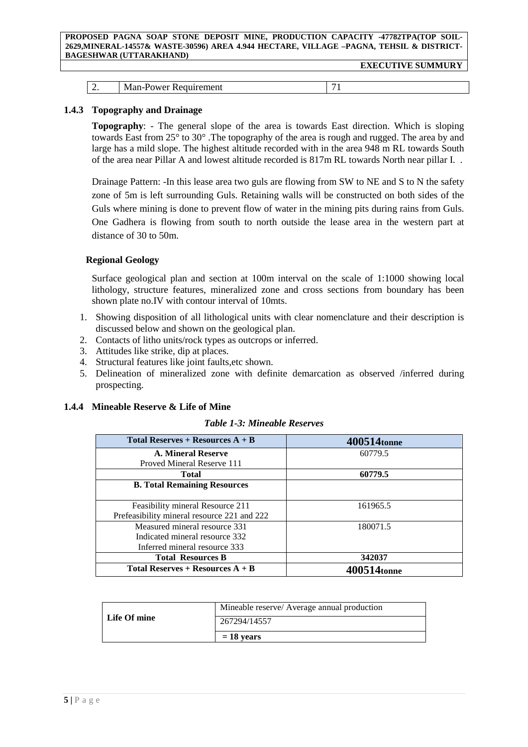| 2. | Man-Power Requirement | 71 |
|---|---|---|

### 1.4.3 Topography and Drainage

**Topography**: - The general slope of the area is towards East direction. Which is sloping towards East from 25° to 30° .The topography of the area is rough and rugged. The area by and large has a mild slope. The highest altitude recorded with in the area 948 m RL towards South of the area near Pillar A and lowest altitude recorded is 817m RL towards North near pillar I. .

Drainage Pattern: -In this lease area two guls are flowing from SW to NE and S to N the safety zone of 5m is left surrounding Guls. Retaining walls will be constructed on both sides of the Guls where mining is done to prevent flow of water in the mining pits during rains from Guls. One Gadhera is flowing from south to north outside the lease area in the western part at distance of 30 to 50m.

**Regional Geology**

Surface geological plan and section at 100m interval on the scale of 1:1000 showing local lithology, structure features, mineralized zone and cross sections from boundary has been shown plate no.IV with contour interval of 10mts.

1. Showing disposition of all lithological units with clear nomenclature and their description is discussed below and shown on the geological plan.
2. Contacts of litho units/rock types as outcrops or inferred.
3. Attitudes like strike, dip at places.
4. Structural features like joint faults,etc shown.
5. Delineation of mineralized zone with definite demarcation as observed /inferred during prospecting.

### 1.4.4 Mineable Reserve & Life of Mine

*Table 1-3: Mineable Reserves*

| Total Reserves + Resources A + B | 400514tonne |
|---|---|
| **A. Mineral Reserve**<br>Proved Mineral Reserve 111 | 60779.5 |
| **Total** | **60779.5** |
| **B. Total Remaining Resources** | |
| Feasibility mineral Resource 211<br>Prefeasibility mineral resource 221 and 222 | 161965.5 |
| Measured mineral resource 331<br>Indicated mineral resource 332<br>Inferred mineral resource 333 | 180071.5 |
| **Total Resources B** | **342037** |
| **Total Reserves + Resources A + B** | **400514tonne** |

| Life Of mine | Mineable reserve/ Average annual production |
|---|---|
| | 267294/14557 |
| | **= 18 years** |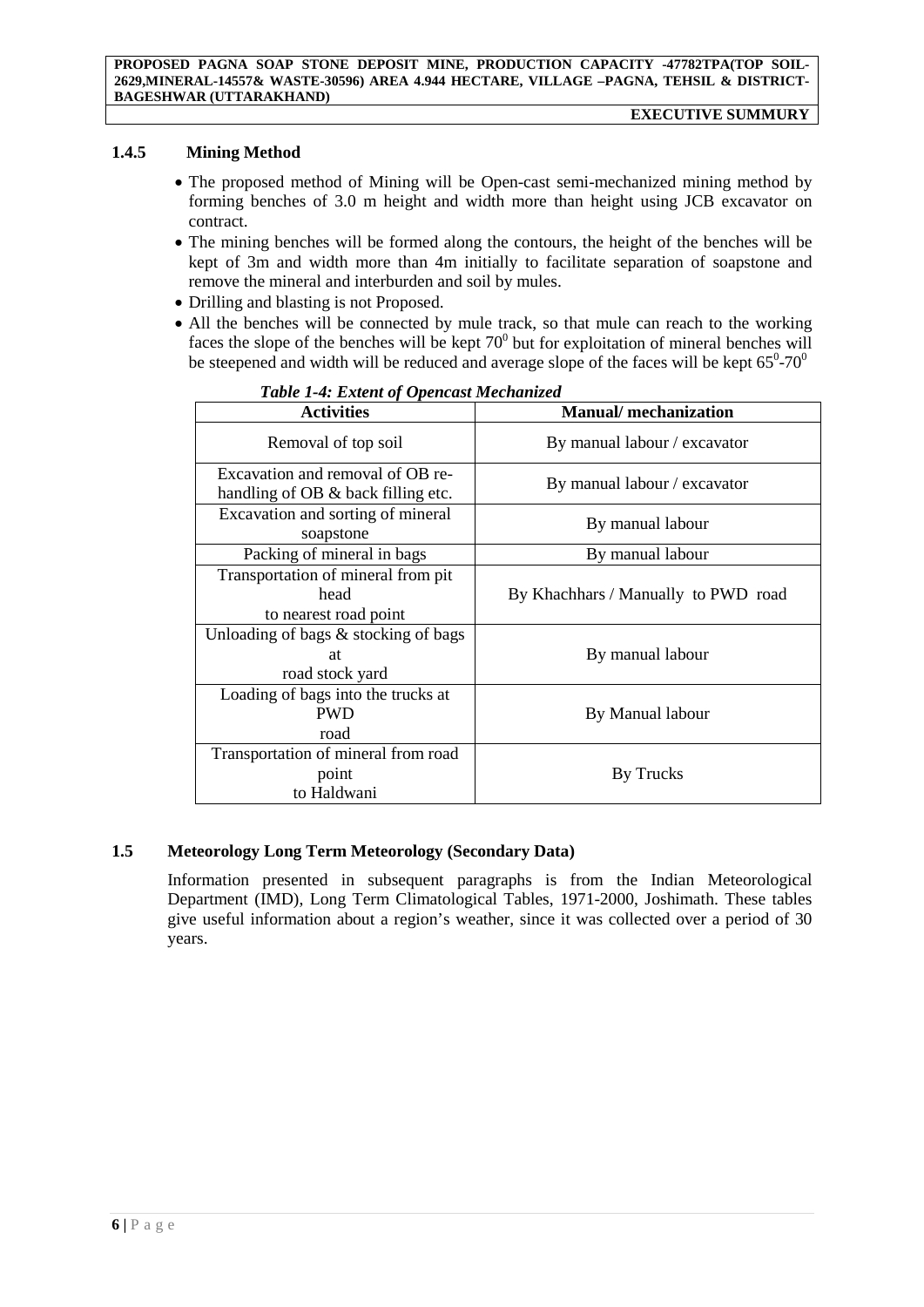### 1.4.5 Mining Method

- The proposed method of Mining will be Open-cast semi-mechanized mining method by forming benches of 3.0 m height and width more than height using JCB excavator on contract.
- The mining benches will be formed along the contours, the height of the benches will be kept of 3m and width more than 4m initially to facilitate separation of soapstone and remove the mineral and interburden and soil by mules.
- Drilling and blasting is not Proposed.
- All the benches will be connected by mule track, so that mule can reach to the working faces the slope of the benches will be kept $70^0$ but for exploitation of mineral benches will be steepened and width will be reduced and average slope of the faces will be kept $65^0$-$70^0$

*Table 1-4: Extent of Opencast Mechanized*

| Activities | Manual/ mechanization |
|---|---|
| Removal of top soil | By manual labour / excavator |
| Excavation and removal of OB re-handling of OB & back filling etc. | By manual labour / excavator |
| Excavation and sorting of mineral soapstone | By manual labour |
| Packing of mineral in bags | By manual labour |
| Transportation of mineral from pit head to nearest road point | By Khachhars / Manually to PWD road |
| Unloading of bags & stocking of bags at road stock yard | By manual labour |
| Loading of bags into the trucks at PWD road | By Manual labour |
| Transportation of mineral from road point to Haldwani | By Trucks |

## 1.5 Meteorology Long Term Meteorology (Secondary Data)

Information presented in subsequent paragraphs is from the Indian Meteorological Department (IMD), Long Term Climatological Tables, 1971-2000, Joshimath. These tables give useful information about a region's weather, since it was collected over a period of 30 years.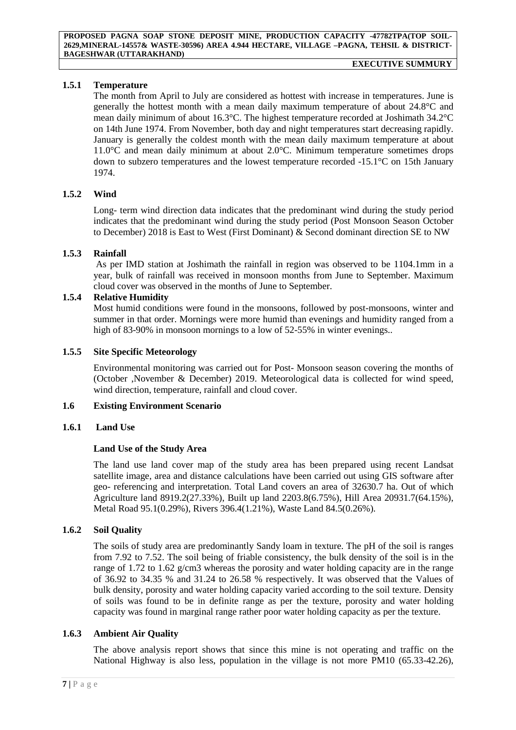### 1.5.1 Temperature

The month from April to July are considered as hottest with increase in temperatures. June is generally the hottest month with a mean daily maximum temperature of about 24.8°C and mean daily minimum of about 16.3°C. The highest temperature recorded at Joshimath 34.2°C on 14th June 1974. From November, both day and night temperatures start decreasing rapidly. January is generally the coldest month with the mean daily maximum temperature at about 11.0°C and mean daily minimum at about 2.0°C. Minimum temperature sometimes drops down to subzero temperatures and the lowest temperature recorded -15.1°C on 15th January 1974.

### 1.5.2 Wind

Long- term wind direction data indicates that the predominant wind during the study period indicates that the predominant wind during the study period (Post Monsoon Season October to December) 2018 is East to West (First Dominant) & Second dominant direction SE to NW

### 1.5.3 Rainfall

As per IMD station at Joshimath the rainfall in region was observed to be 1104.1mm in a year, bulk of rainfall was received in monsoon months from June to September. Maximum cloud cover was observed in the months of June to September.

### 1.5.4 Relative Humidity

Most humid conditions were found in the monsoons, followed by post-monsoons, winter and summer in that order. Mornings were more humid than evenings and humidity ranged from a high of 83-90% in monsoon mornings to a low of 52-55% in winter evenings..

### 1.5.5 Site Specific Meteorology

Environmental monitoring was carried out for Post- Monsoon season covering the months of (October ,November & December) 2019. Meteorological data is collected for wind speed, wind direction, temperature, rainfall and cloud cover.

## 1.6 Existing Environment Scenario

### 1.6.1 Land Use

**Land Use of the Study Area**

The land use land cover map of the study area has been prepared using recent Landsat satellite image, area and distance calculations have been carried out using GIS software after geo- referencing and interpretation. Total Land covers an area of 32630.7 ha. Out of which Agriculture land 8919.2(27.33%), Built up land 2203.8(6.75%), Hill Area 20931.7(64.15%), Metal Road 95.1(0.29%), Rivers 396.4(1.21%), Waste Land 84.5(0.26%).

### 1.6.2 Soil Quality

The soils of study area are predominantly Sandy loam in texture. The pH of the soil is ranges from 7.92 to 7.52. The soil being of friable consistency, the bulk density of the soil is in the range of 1.72 to 1.62 g/cm3 whereas the porosity and water holding capacity are in the range of 36.92 to 34.35 % and 31.24 to 26.58 % respectively. It was observed that the Values of bulk density, porosity and water holding capacity varied according to the soil texture. Density of soils was found to be in definite range as per the texture, porosity and water holding capacity was found in marginal range rather poor water holding capacity as per the texture.

### 1.6.3 Ambient Air Quality

The above analysis report shows that since this mine is not operating and traffic on the National Highway is also less, population in the village is not more PM10 (65.33-42.26),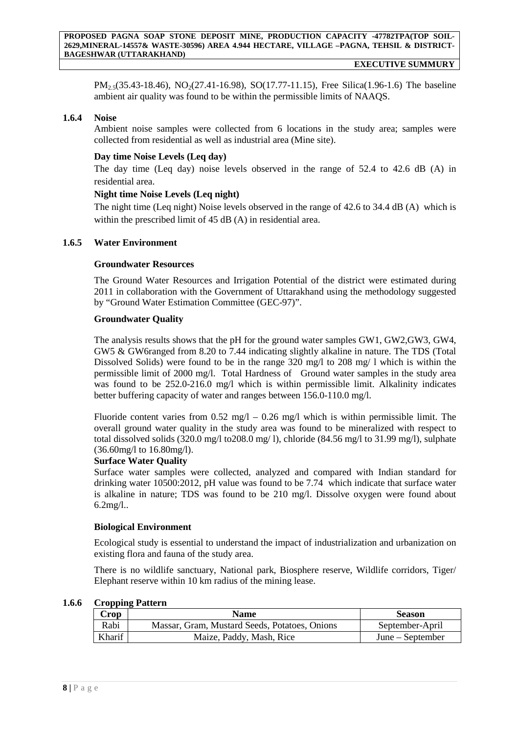$PM_{2.5}$(35.43-18.46), $NO_2$(27.41-16.98), SO(17.77-11.15), Free Silica(1.96-1.6) The baseline ambient air quality was found to be within the permissible limits of NAAQS.

### 1.6.4 Noise

Ambient noise samples were collected from 6 locations in the study area; samples were collected from residential as well as industrial area (Mine site).

**Day time Noise Levels (Leq day)**

The day time (Leq day) noise levels observed in the range of 52.4 to 42.6 dB (A) in residential area.

**Night time Noise Levels (Leq night)**

The night time (Leq night) Noise levels observed in the range of 42.6 to 34.4 dB (A) which is within the prescribed limit of 45 dB (A) in residential area.

### 1.6.5 Water Environment

**Groundwater Resources**

The Ground Water Resources and Irrigation Potential of the district were estimated during 2011 in collaboration with the Government of Uttarakhand using the methodology suggested by "Ground Water Estimation Committee (GEC-97)".

**Groundwater Quality**

The analysis results shows that the pH for the ground water samples GW1, GW2,GW3, GW4, GW5 & GW6ranged from 8.20 to 7.44 indicating slightly alkaline in nature. The TDS (Total Dissolved Solids) were found to be in the range 320 mg/l to 208 mg/ l which is within the permissible limit of 2000 mg/l. Total Hardness of Ground water samples in the study area was found to be 252.0-216.0 mg/l which is within permissible limit. Alkalinity indicates better buffering capacity of water and ranges between 156.0-110.0 mg/l.

Fluoride content varies from 0.52 mg/l – 0.26 mg/l which is within permissible limit. The overall ground water quality in the study area was found to be mineralized with respect to total dissolved solids (320.0 mg/l to208.0 mg/ l), chloride (84.56 mg/l to 31.99 mg/l), sulphate (36.60mg/l to 16.80mg/l).

**Surface Water Quality**

Surface water samples were collected, analyzed and compared with Indian standard for drinking water 10500:2012, pH value was found to be 7.74 which indicate that surface water is alkaline in nature; TDS was found to be 210 mg/l. Dissolve oxygen were found about 6.2mg/l..

**Biological Environment**

Ecological study is essential to understand the impact of industrialization and urbanization on existing flora and fauna of the study area.

There is no wildlife sanctuary, National park, Biosphere reserve, Wildlife corridors, Tiger/ Elephant reserve within 10 km radius of the mining lease.

### 1.6.6 Cropping Pattern

| Crop | Name | Season |
|---|---|---|
| Rabi | Massar, Gram, Mustard Seeds, Potatoes, Onions | September-April |
| Kharif | Maize, Paddy, Mash, Rice | June – September |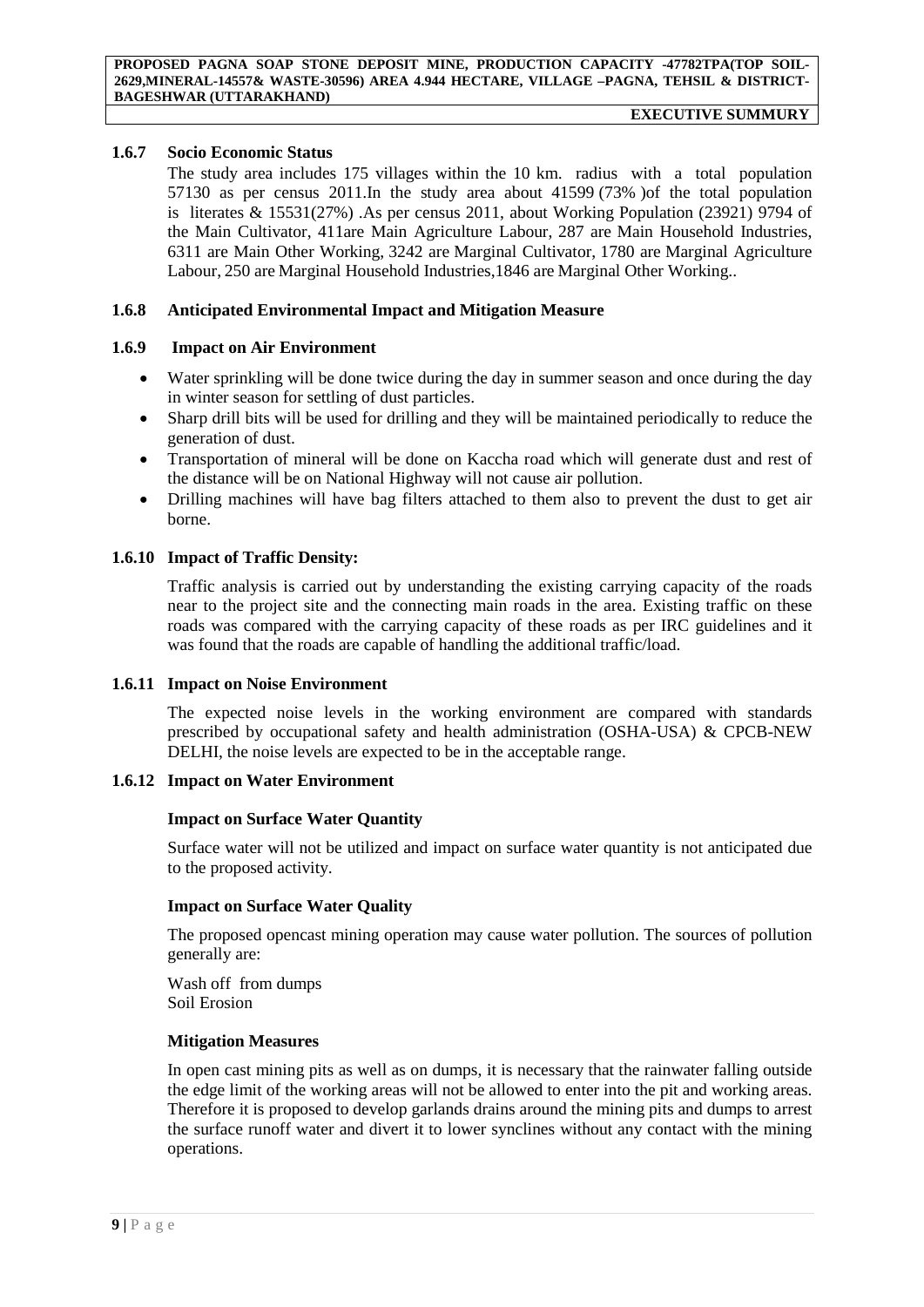### 1.6.7 Socio Economic Status

The study area includes 175 villages within the 10 km. radius with a total population 57130 as per census 2011.In the study area about 41599 (73% )of the total population is literates & 15531(27%) .As per census 2011, about Working Population (23921) 9794 of the Main Cultivator, 411are Main Agriculture Labour, 287 are Main Household Industries, 6311 are Main Other Working, 3242 are Marginal Cultivator, 1780 are Marginal Agriculture Labour, 250 are Marginal Household Industries,1846 are Marginal Other Working..

### 1.6.8 Anticipated Environmental Impact and Mitigation Measure

### 1.6.9 Impact on Air Environment

- Water sprinkling will be done twice during the day in summer season and once during the day in winter season for settling of dust particles.
- Sharp drill bits will be used for drilling and they will be maintained periodically to reduce the generation of dust.
- Transportation of mineral will be done on Kaccha road which will generate dust and rest of the distance will be on National Highway will not cause air pollution.
- Drilling machines will have bag filters attached to them also to prevent the dust to get air borne.

### 1.6.10 Impact of Traffic Density:

Traffic analysis is carried out by understanding the existing carrying capacity of the roads near to the project site and the connecting main roads in the area. Existing traffic on these roads was compared with the carrying capacity of these roads as per IRC guidelines and it was found that the roads are capable of handling the additional traffic/load.

### 1.6.11 Impact on Noise Environment

The expected noise levels in the working environment are compared with standards prescribed by occupational safety and health administration (OSHA-USA) & CPCB-NEW DELHI, the noise levels are expected to be in the acceptable range.

### 1.6.12 Impact on Water Environment

**Impact on Surface Water Quantity**

Surface water will not be utilized and impact on surface water quantity is not anticipated due to the proposed activity.

**Impact on Surface Water Quality**

The proposed opencast mining operation may cause water pollution. The sources of pollution generally are:

Wash off from dumps
Soil Erosion

**Mitigation Measures**

In open cast mining pits as well as on dumps, it is necessary that the rainwater falling outside the edge limit of the working areas will not be allowed to enter into the pit and working areas. Therefore it is proposed to develop garlands drains around the mining pits and dumps to arrest the surface runoff water and divert it to lower synclines without any contact with the mining operations.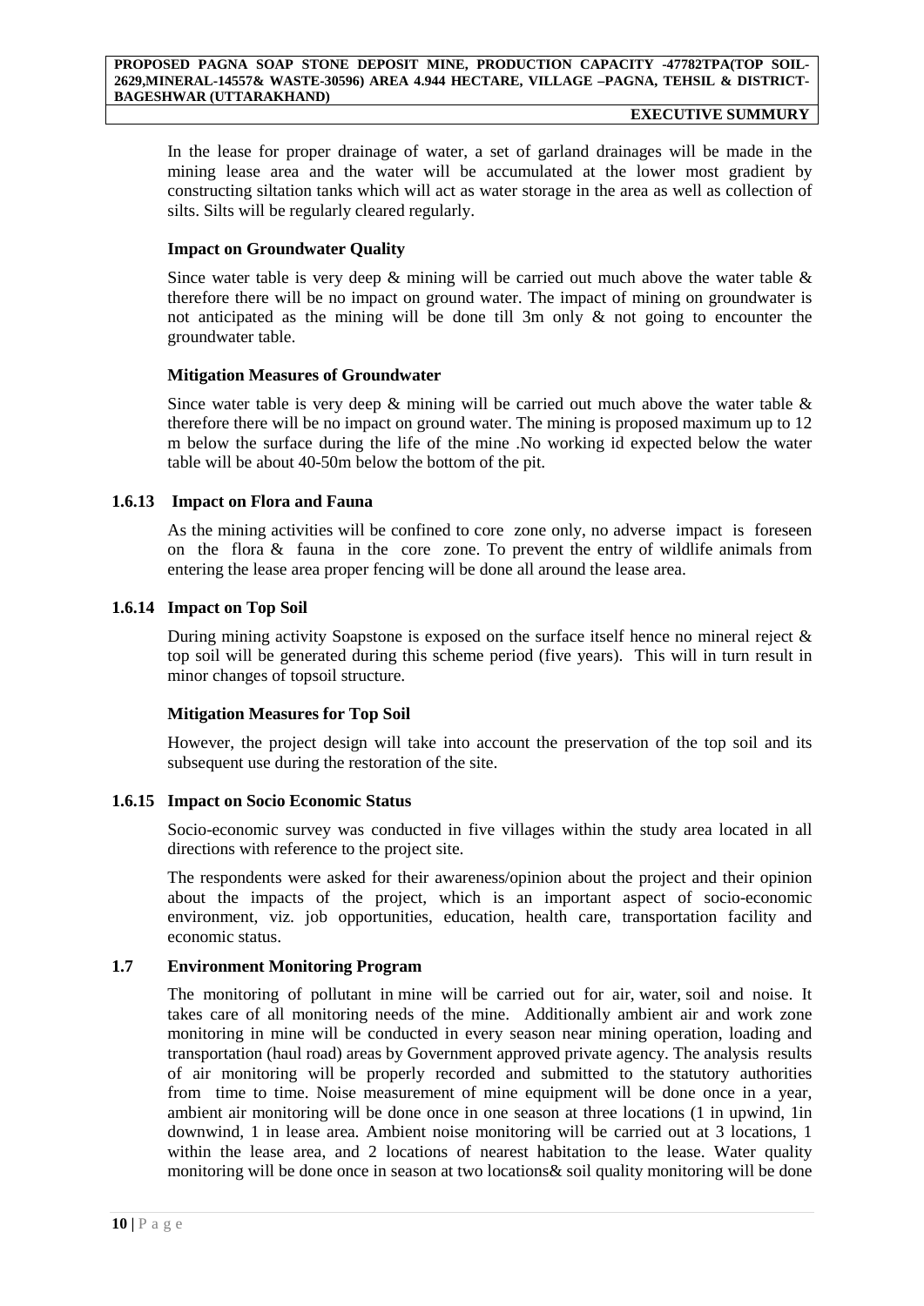In the lease for proper drainage of water, a set of garland drainages will be made in the mining lease area and the water will be accumulated at the lower most gradient by constructing siltation tanks which will act as water storage in the area as well as collection of silts. Silts will be regularly cleared regularly.

**Impact on Groundwater Quality**

Since water table is very deep & mining will be carried out much above the water table & therefore there will be no impact on ground water. The impact of mining on groundwater is not anticipated as the mining will be done till 3m only & not going to encounter the groundwater table.

**Mitigation Measures of Groundwater**

Since water table is very deep & mining will be carried out much above the water table & therefore there will be no impact on ground water. The mining is proposed maximum up to 12 m below the surface during the life of the mine .No working id expected below the water table will be about 40-50m below the bottom of the pit.

### 1.6.13 Impact on Flora and Fauna

As the mining activities will be confined to core zone only, no adverse impact is foreseen on the flora & fauna in the core zone. To prevent the entry of wildlife animals from entering the lease area proper fencing will be done all around the lease area.

### 1.6.14 Impact on Top Soil

During mining activity Soapstone is exposed on the surface itself hence no mineral reject & top soil will be generated during this scheme period (five years). This will in turn result in minor changes of topsoil structure.

**Mitigation Measures for Top Soil**

However, the project design will take into account the preservation of the top soil and its subsequent use during the restoration of the site.

### 1.6.15 Impact on Socio Economic Status

Socio-economic survey was conducted in five villages within the study area located in all directions with reference to the project site.

The respondents were asked for their awareness/opinion about the project and their opinion about the impacts of the project, which is an important aspect of socio-economic environment, viz. job opportunities, education, health care, transportation facility and economic status.

## 1.7 Environment Monitoring Program

The monitoring of pollutant in mine will be carried out for air, water, soil and noise. It takes care of all monitoring needs of the mine. Additionally ambient air and work zone monitoring in mine will be conducted in every season near mining operation, loading and transportation (haul road) areas by Government approved private agency. The analysis results of air monitoring will be properly recorded and submitted to the statutory authorities from time to time. Noise measurement of mine equipment will be done once in a year, ambient air monitoring will be done once in one season at three locations (1 in upwind, 1in downwind, 1 in lease area. Ambient noise monitoring will be carried out at 3 locations, 1 within the lease area, and 2 locations of nearest habitation to the lease. Water quality monitoring will be done once in season at two locations& soil quality monitoring will be done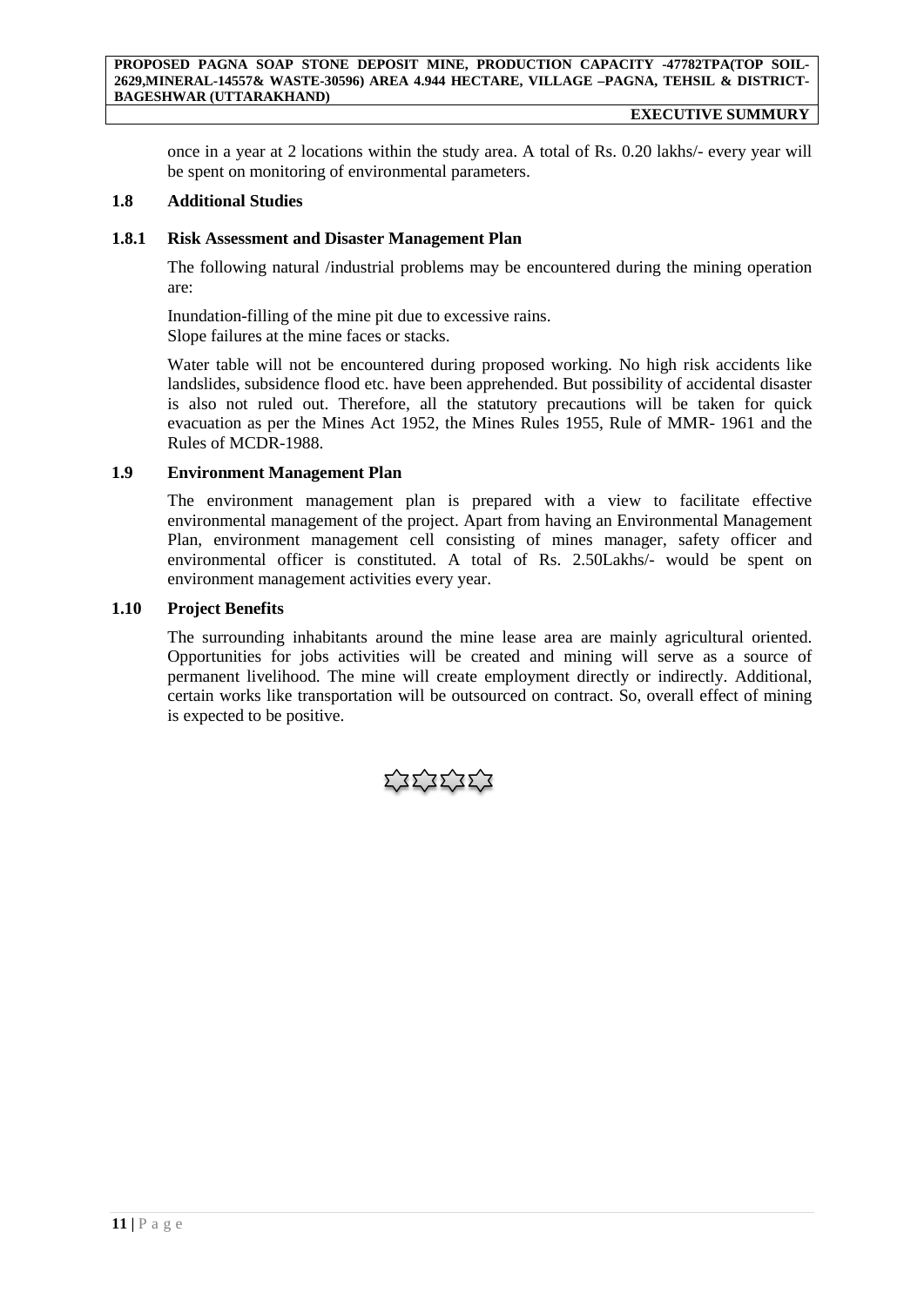once in a year at 2 locations within the study area. A total of Rs. 0.20 lakhs/- every year will be spent on monitoring of environmental parameters.

## 1.8 Additional Studies

### 1.8.1 Risk Assessment and Disaster Management Plan

The following natural /industrial problems may be encountered during the mining operation are:

Inundation-filling of the mine pit due to excessive rains.
Slope failures at the mine faces or stacks.

Water table will not be encountered during proposed working. No high risk accidents like landslides, subsidence flood etc. have been apprehended. But possibility of accidental disaster is also not ruled out. Therefore, all the statutory precautions will be taken for quick evacuation as per the Mines Act 1952, the Mines Rules 1955, Rule of MMR- 1961 and the Rules of MCDR-1988.

## 1.9 Environment Management Plan

The environment management plan is prepared with a view to facilitate effective environmental management of the project. Apart from having an Environmental Management Plan, environment management cell consisting of mines manager, safety officer and environmental officer is constituted. A total of Rs. 2.50Lakhs/- would be spent on environment management activities every year.

## 1.10 Project Benefits

The surrounding inhabitants around the mine lease area are mainly agricultural oriented. Opportunities for jobs activities will be created and mining will serve as a source of permanent livelihood. The mine will create employment directly or indirectly. Additional, certain works like transportation will be outsourced on contract. So, overall effect of mining is expected to be positive.